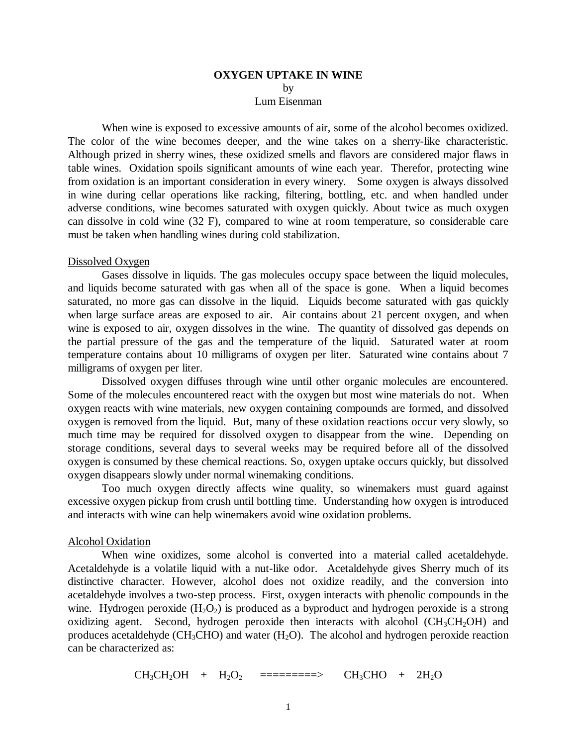# OXYGEN UPTAKE IN WINE

by

Lum Eisenman

When wine is exposed to excessive amounts of air, some of the alcohol becomes oxidized. The color of the wine becomes deeper, and the wine takes on a sherry-like characteristic. Although prized in sherry wines, these oxidized smells and flavors are considered major flaws in table wines. Oxidation spoils significant amounts of wine each year. Therefor, protecting wine from oxidation is an important consideration in every winery. Some oxygen is always dissolved in wine during cellar operations like racking, filtering, bottling, etc. and when handled under adverse conditions, wine becomes saturated with oxygen quickly. About twice as much oxygen can dissolve in cold wine (32 F), compared to wine at room temperature, so considerable care must be taken when handling wines during cold stabilization.

## Dissolved Oxygen

Gases dissolve in liquids. The gas molecules occupy space between the liquid molecules, and liquids become saturated with gas when all of the space is gone. When a liquid becomes saturated, no more gas can dissolve in the liquid. Liquids become saturated with gas quickly when large surface areas are exposed to air. Air contains about 21 percent oxygen, and when wine is exposed to air, oxygen dissolves in the wine. The quantity of dissolved gas depends on the partial pressure of the gas and the temperature of the liquid. Saturated water at room temperature contains about 10 milligrams of oxygen per liter. Saturated wine contains about 7 milligrams of oxygen per liter.

Dissolved oxygen diffuses through wine until other organic molecules are encountered. Some of the molecules encountered react with the oxygen but most wine materials do not. When oxygen reacts with wine materials, new oxygen containing compounds are formed, and dissolved oxygen is removed from the liquid. But, many of these oxidation reactions occur very slowly, so much time may be required for dissolved oxygen to disappear from the wine. Depending on storage conditions, several days to several weeks may be required before all of the dissolved oxygen is consumed by these chemical reactions. So, oxygen uptake occurs quickly, but dissolved oxygen disappears slowly under normal winemaking conditions.

Too much oxygen directly affects wine quality, so winemakers must guard against excessive oxygen pickup from crush until bottling time. Understanding how oxygen is introduced and interacts with wine can help winemakers avoid wine oxidation problems.

## Alcohol Oxidation

When wine oxidizes, some alcohol is converted into a material called acetaldehyde. Acetaldehyde is a volatile liquid with a nut-like odor. Acetaldehyde gives Sherry much of its distinctive character. However, alcohol does not oxidize readily, and the conversion into acetaldehyde involves a two-step process. First, oxygen interacts with phenolic compounds in the wine. Hydrogen peroxide ($H_2O_2$) is produced as a byproduct and hydrogen peroxide is a strong oxidizing agent. Second, hydrogen peroxide then interacts with alcohol ($CH_3CH_2OH$) and produces acetaldehyde ($CH_3CHO$) and water ($H_2O$). The alcohol and hydrogen peroxide reaction can be characterized as:

$$CH_3CH_2OH \quad + \quad H_2O_2 \quad ========> \quad CH_3CHO \quad + \quad 2H_2O$$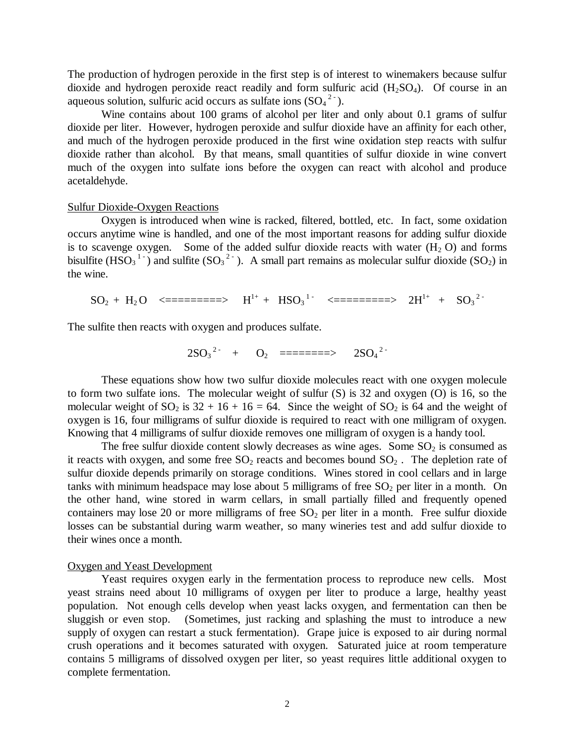The production of hydrogen peroxide in the first step is of interest to winemakers because sulfur dioxide and hydrogen peroxide react readily and form sulfuric acid ($H_2SO_4$). Of course in an aqueous solution, sulfuric acid occurs as sulfate ions ($SO_4^{2-}$).

Wine contains about 100 grams of alcohol per liter and only about 0.1 grams of sulfur dioxide per liter. However, hydrogen peroxide and sulfur dioxide have an affinity for each other, and much of the hydrogen peroxide produced in the first wine oxidation step reacts with sulfur dioxide rather than alcohol. By that means, small quantities of sulfur dioxide in wine convert much of the oxygen into sulfate ions before the oxygen can react with alcohol and produce acetaldehyde.

<u>Sulfur Dioxide-Oxygen Reactions</u>

Oxygen is introduced when wine is racked, filtered, bottled, etc. In fact, some oxidation occurs anytime wine is handled, and one of the most important reasons for adding sulfur dioxide is to scavenge oxygen. Some of the added sulfur dioxide reacts with water ($H_2O$) and forms bisulfite ($HSO_3^{1-}$) and sulfite ($SO_3^{2-}$). A small part remains as molecular sulfur dioxide ($SO_2$) in the wine.

$$SO_2 + H_2O \Longleftrightarrow H^{1+} + HSO_3^{1-} \Longleftrightarrow 2H^{1+} + SO_3^{2-}$$

The sulfite then reacts with oxygen and produces sulfate.

$$2SO_3^{2-} + O_2 \Longrightarrow 2SO_4^{2-}$$

These equations show how two sulfur dioxide molecules react with one oxygen molecule to form two sulfate ions. The molecular weight of sulfur (S) is 32 and oxygen (O) is 16, so the molecular weight of $SO_2$ is 32 + 16 + 16 = 64. Since the weight of $SO_2$ is 64 and the weight of oxygen is 16, four milligrams of sulfur dioxide is required to react with one milligram of oxygen. Knowing that 4 milligrams of sulfur dioxide removes one milligram of oxygen is a handy tool.

The free sulfur dioxide content slowly decreases as wine ages. Some $SO_2$ is consumed as it reacts with oxygen, and some free $SO_2$ reacts and becomes bound $SO_2$. The depletion rate of sulfur dioxide depends primarily on storage conditions. Wines stored in cool cellars and in large tanks with minimum headspace may lose about 5 milligrams of free $SO_2$ per liter in a month. On the other hand, wine stored in warm cellars, in small partially filled and frequently opened containers may lose 20 or more milligrams of free $SO_2$ per liter in a month. Free sulfur dioxide losses can be substantial during warm weather, so many wineries test and add sulfur dioxide to their wines once a month.

<u>Oxygen and Yeast Development</u>

Yeast requires oxygen early in the fermentation process to reproduce new cells. Most yeast strains need about 10 milligrams of oxygen per liter to produce a large, healthy yeast population. Not enough cells develop when yeast lacks oxygen, and fermentation can then be sluggish or even stop. (Sometimes, just racking and splashing the must to introduce a new supply of oxygen can restart a stuck fermentation). Grape juice is exposed to air during normal crush operations and it becomes saturated with oxygen. Saturated juice at room temperature contains 5 milligrams of dissolved oxygen per liter, so yeast requires little additional oxygen to complete fermentation.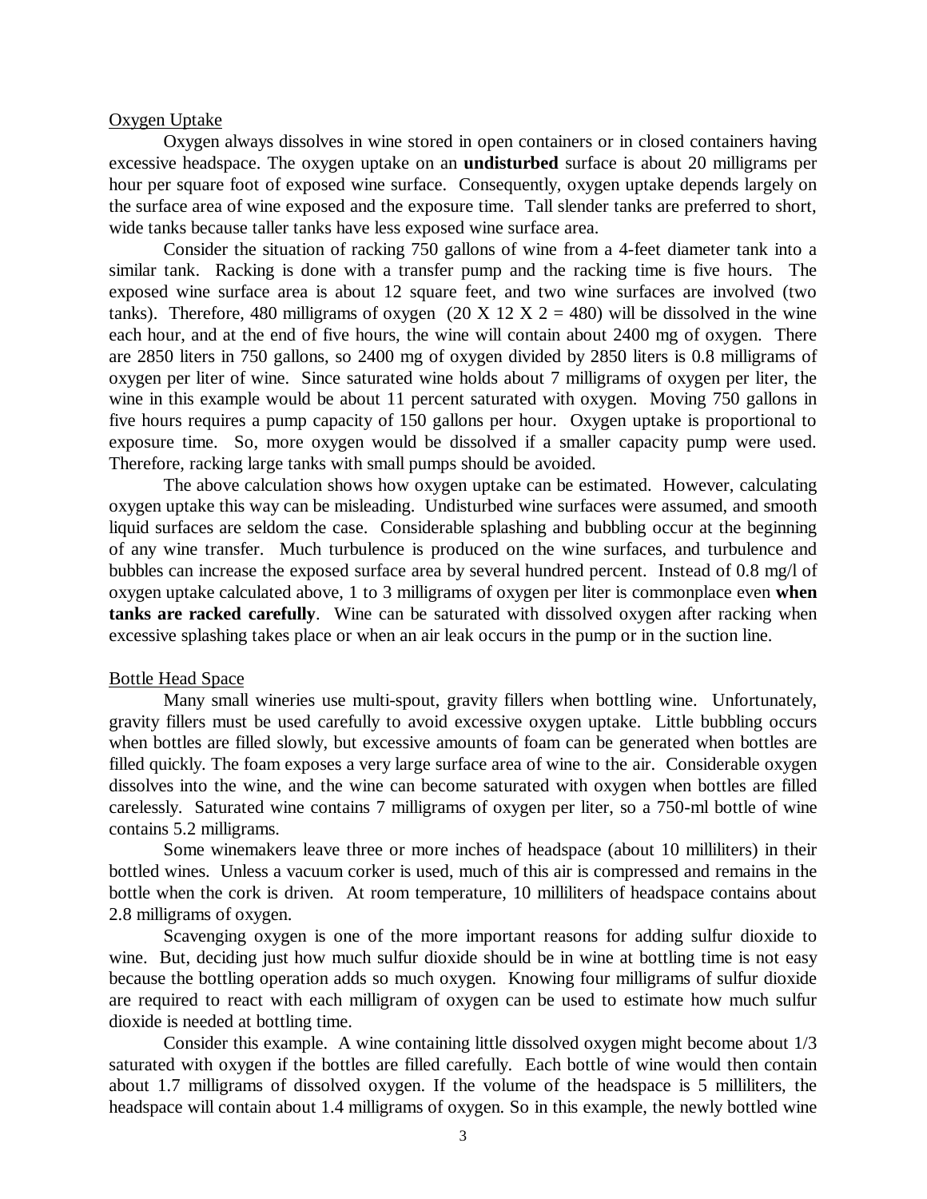## Oxygen Uptake

Oxygen always dissolves in wine stored in open containers or in closed containers having excessive headspace. The oxygen uptake on an **undisturbed** surface is about 20 milligrams per hour per square foot of exposed wine surface. Consequently, oxygen uptake depends largely on the surface area of wine exposed and the exposure time. Tall slender tanks are preferred to short, wide tanks because taller tanks have less exposed wine surface area.

Consider the situation of racking 750 gallons of wine from a 4-feet diameter tank into a similar tank. Racking is done with a transfer pump and the racking time is five hours. The exposed wine surface area is about 12 square feet, and two wine surfaces are involved (two tanks). Therefore, 480 milligrams of oxygen (20 X 12 X 2 = 480) will be dissolved in the wine each hour, and at the end of five hours, the wine will contain about 2400 mg of oxygen. There are 2850 liters in 750 gallons, so 2400 mg of oxygen divided by 2850 liters is 0.8 milligrams of oxygen per liter of wine. Since saturated wine holds about 7 milligrams of oxygen per liter, the wine in this example would be about 11 percent saturated with oxygen. Moving 750 gallons in five hours requires a pump capacity of 150 gallons per hour. Oxygen uptake is proportional to exposure time. So, more oxygen would be dissolved if a smaller capacity pump were used. Therefore, racking large tanks with small pumps should be avoided.

The above calculation shows how oxygen uptake can be estimated. However, calculating oxygen uptake this way can be misleading. Undisturbed wine surfaces were assumed, and smooth liquid surfaces are seldom the case. Considerable splashing and bubbling occur at the beginning of any wine transfer. Much turbulence is produced on the wine surfaces, and turbulence and bubbles can increase the exposed surface area by several hundred percent. Instead of 0.8 mg/l of oxygen uptake calculated above, 1 to 3 milligrams of oxygen per liter is commonplace even **when tanks are racked carefully**. Wine can be saturated with dissolved oxygen after racking when excessive splashing takes place or when an air leak occurs in the pump or in the suction line.

## Bottle Head Space

Many small wineries use multi-spout, gravity fillers when bottling wine. Unfortunately, gravity fillers must be used carefully to avoid excessive oxygen uptake. Little bubbling occurs when bottles are filled slowly, but excessive amounts of foam can be generated when bottles are filled quickly. The foam exposes a very large surface area of wine to the air. Considerable oxygen dissolves into the wine, and the wine can become saturated with oxygen when bottles are filled carelessly. Saturated wine contains 7 milligrams of oxygen per liter, so a 750-ml bottle of wine contains 5.2 milligrams.

Some winemakers leave three or more inches of headspace (about 10 milliliters) in their bottled wines. Unless a vacuum corker is used, much of this air is compressed and remains in the bottle when the cork is driven. At room temperature, 10 milliliters of headspace contains about 2.8 milligrams of oxygen.

Scavenging oxygen is one of the more important reasons for adding sulfur dioxide to wine. But, deciding just how much sulfur dioxide should be in wine at bottling time is not easy because the bottling operation adds so much oxygen. Knowing four milligrams of sulfur dioxide are required to react with each milligram of oxygen can be used to estimate how much sulfur dioxide is needed at bottling time.

Consider this example. A wine containing little dissolved oxygen might become about 1/3 saturated with oxygen if the bottles are filled carefully. Each bottle of wine would then contain about 1.7 milligrams of dissolved oxygen. If the volume of the headspace is 5 milliliters, the headspace will contain about 1.4 milligrams of oxygen. So in this example, the newly bottled wine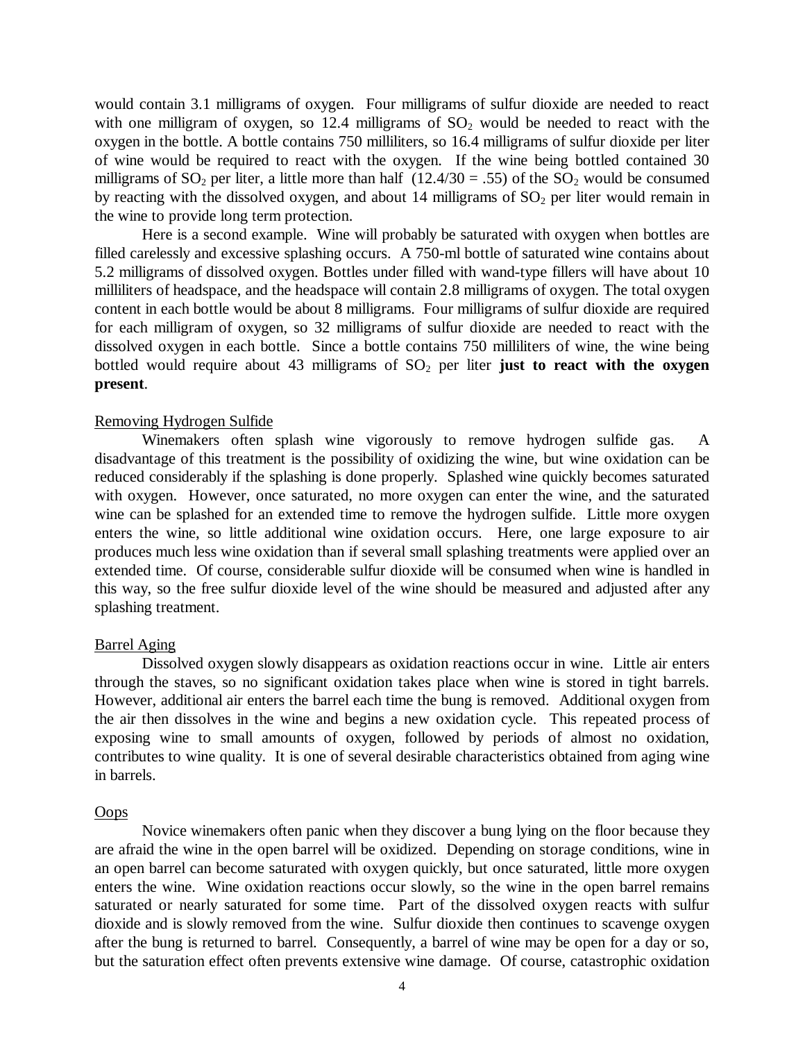would contain 3.1 milligrams of oxygen. Four milligrams of sulfur dioxide are needed to react with one milligram of oxygen, so 12.4 milligrams of $SO_2$ would be needed to react with the oxygen in the bottle. A bottle contains 750 milliliters, so 16.4 milligrams of sulfur dioxide per liter of wine would be required to react with the oxygen. If the wine being bottled contained 30 milligrams of $SO_2$ per liter, a little more than half (12.4/30 = .55) of the $SO_2$ would be consumed by reacting with the dissolved oxygen, and about 14 milligrams of $SO_2$ per liter would remain in the wine to provide long term protection.

Here is a second example. Wine will probably be saturated with oxygen when bottles are filled carelessly and excessive splashing occurs. A 750-ml bottle of saturated wine contains about 5.2 milligrams of dissolved oxygen. Bottles under filled with wand-type fillers will have about 10 milliliters of headspace, and the headspace will contain 2.8 milligrams of oxygen. The total oxygen content in each bottle would be about 8 milligrams. Four milligrams of sulfur dioxide are required for each milligram of oxygen, so 32 milligrams of sulfur dioxide are needed to react with the dissolved oxygen in each bottle. Since a bottle contains 750 milliliters of wine, the wine being bottled would require about 43 milligrams of $SO_2$ per liter **just to react with the oxygen present**.

## Removing Hydrogen Sulfide

Winemakers often splash wine vigorously to remove hydrogen sulfide gas. A disadvantage of this treatment is the possibility of oxidizing the wine, but wine oxidation can be reduced considerably if the splashing is done properly. Splashed wine quickly becomes saturated with oxygen. However, once saturated, no more oxygen can enter the wine, and the saturated wine can be splashed for an extended time to remove the hydrogen sulfide. Little more oxygen enters the wine, so little additional wine oxidation occurs. Here, one large exposure to air produces much less wine oxidation than if several small splashing treatments were applied over an extended time. Of course, considerable sulfur dioxide will be consumed when wine is handled in this way, so the free sulfur dioxide level of the wine should be measured and adjusted after any splashing treatment.

## Barrel Aging

Dissolved oxygen slowly disappears as oxidation reactions occur in wine. Little air enters through the staves, so no significant oxidation takes place when wine is stored in tight barrels. However, additional air enters the barrel each time the bung is removed. Additional oxygen from the air then dissolves in the wine and begins a new oxidation cycle. This repeated process of exposing wine to small amounts of oxygen, followed by periods of almost no oxidation, contributes to wine quality. It is one of several desirable characteristics obtained from aging wine in barrels.

## Oops

Novice winemakers often panic when they discover a bung lying on the floor because they are afraid the wine in the open barrel will be oxidized. Depending on storage conditions, wine in an open barrel can become saturated with oxygen quickly, but once saturated, little more oxygen enters the wine. Wine oxidation reactions occur slowly, so the wine in the open barrel remains saturated or nearly saturated for some time. Part of the dissolved oxygen reacts with sulfur dioxide and is slowly removed from the wine. Sulfur dioxide then continues to scavenge oxygen after the bung is returned to barrel. Consequently, a barrel of wine may be open for a day or so, but the saturation effect often prevents extensive wine damage. Of course, catastrophic oxidation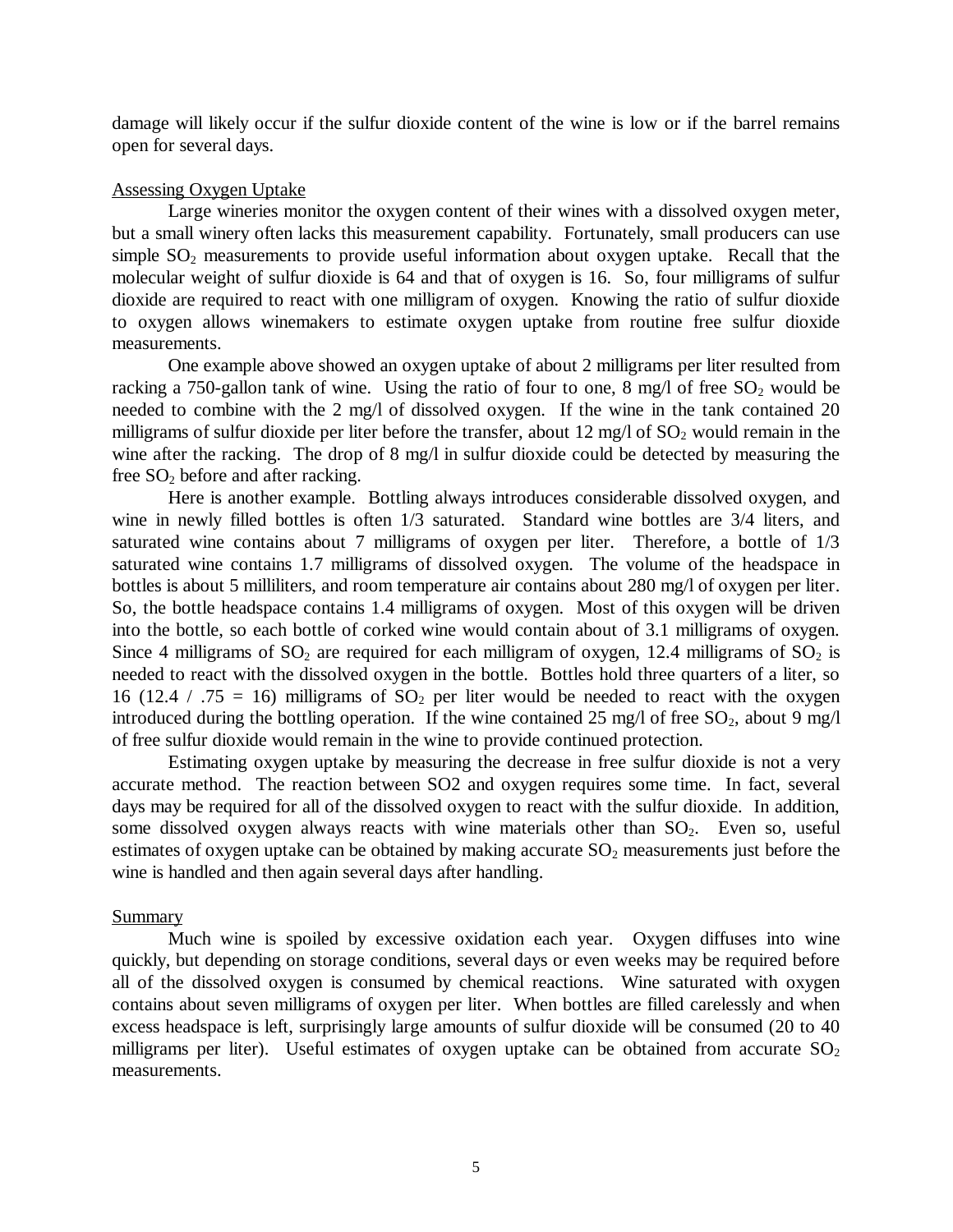damage will likely occur if the sulfur dioxide content of the wine is low or if the barrel remains open for several days.

## Assessing Oxygen Uptake

Large wineries monitor the oxygen content of their wines with a dissolved oxygen meter, but a small winery often lacks this measurement capability. Fortunately, small producers can use simple $SO_2$ measurements to provide useful information about oxygen uptake. Recall that the molecular weight of sulfur dioxide is 64 and that of oxygen is 16. So, four milligrams of sulfur dioxide are required to react with one milligram of oxygen. Knowing the ratio of sulfur dioxide to oxygen allows winemakers to estimate oxygen uptake from routine free sulfur dioxide measurements.

One example above showed an oxygen uptake of about 2 milligrams per liter resulted from racking a 750-gallon tank of wine. Using the ratio of four to one, 8 mg/l of free $SO_2$ would be needed to combine with the 2 mg/l of dissolved oxygen. If the wine in the tank contained 20 milligrams of sulfur dioxide per liter before the transfer, about 12 mg/l of $SO_2$ would remain in the wine after the racking. The drop of 8 mg/l in sulfur dioxide could be detected by measuring the free $SO_2$ before and after racking.

Here is another example. Bottling always introduces considerable dissolved oxygen, and wine in newly filled bottles is often 1/3 saturated. Standard wine bottles are 3/4 liters, and saturated wine contains about 7 milligrams of oxygen per liter. Therefore, a bottle of 1/3 saturated wine contains 1.7 milligrams of dissolved oxygen. The volume of the headspace in bottles is about 5 milliliters, and room temperature air contains about 280 mg/l of oxygen per liter. So, the bottle headspace contains 1.4 milligrams of oxygen. Most of this oxygen will be driven into the bottle, so each bottle of corked wine would contain about of 3.1 milligrams of oxygen. Since 4 milligrams of $SO_2$ are required for each milligram of oxygen, 12.4 milligrams of $SO_2$ is needed to react with the dissolved oxygen in the bottle. Bottles hold three quarters of a liter, so 16 (12.4 / .75 = 16) milligrams of $SO_2$ per liter would be needed to react with the oxygen introduced during the bottling operation. If the wine contained 25 mg/l of free $SO_2$, about 9 mg/l of free sulfur dioxide would remain in the wine to provide continued protection.

Estimating oxygen uptake by measuring the decrease in free sulfur dioxide is not a very accurate method. The reaction between SO2 and oxygen requires some time. In fact, several days may be required for all of the dissolved oxygen to react with the sulfur dioxide. In addition, some dissolved oxygen always reacts with wine materials other than $SO_2$. Even so, useful estimates of oxygen uptake can be obtained by making accurate $SO_2$ measurements just before the wine is handled and then again several days after handling.

## Summary

Much wine is spoiled by excessive oxidation each year. Oxygen diffuses into wine quickly, but depending on storage conditions, several days or even weeks may be required before all of the dissolved oxygen is consumed by chemical reactions. Wine saturated with oxygen contains about seven milligrams of oxygen per liter. When bottles are filled carelessly and when excess headspace is left, surprisingly large amounts of sulfur dioxide will be consumed (20 to 40 milligrams per liter). Useful estimates of oxygen uptake can be obtained from accurate $SO_2$ measurements.